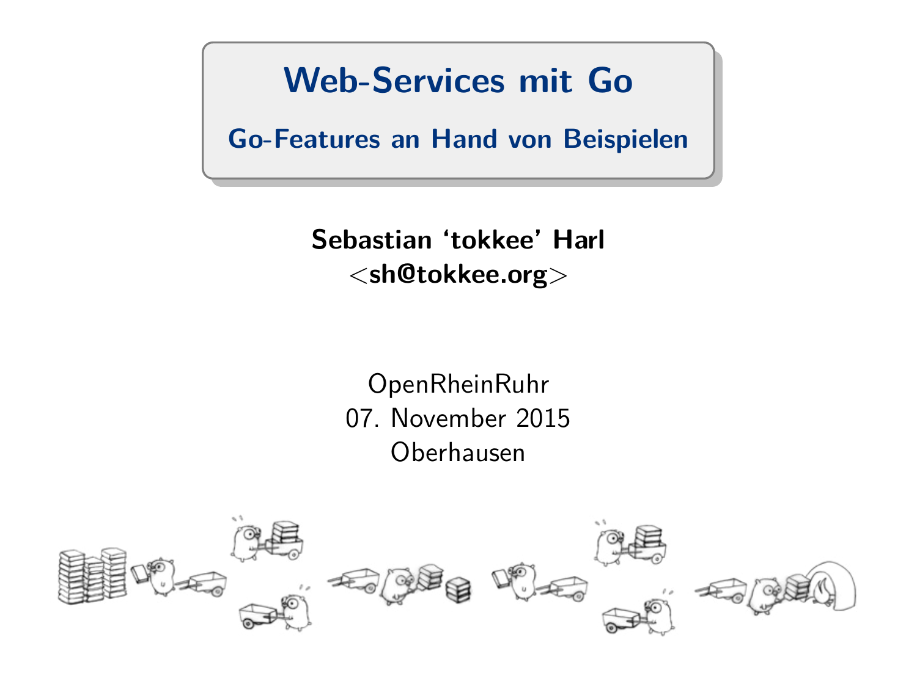# Web-Services mit Go

## Go-Features an Hand von Beispielen

**Sebastian 'tokkee' Harl**
**<sh@tokkee.org>**

OpenRheinRuhr
07. November 2015
Oberhausen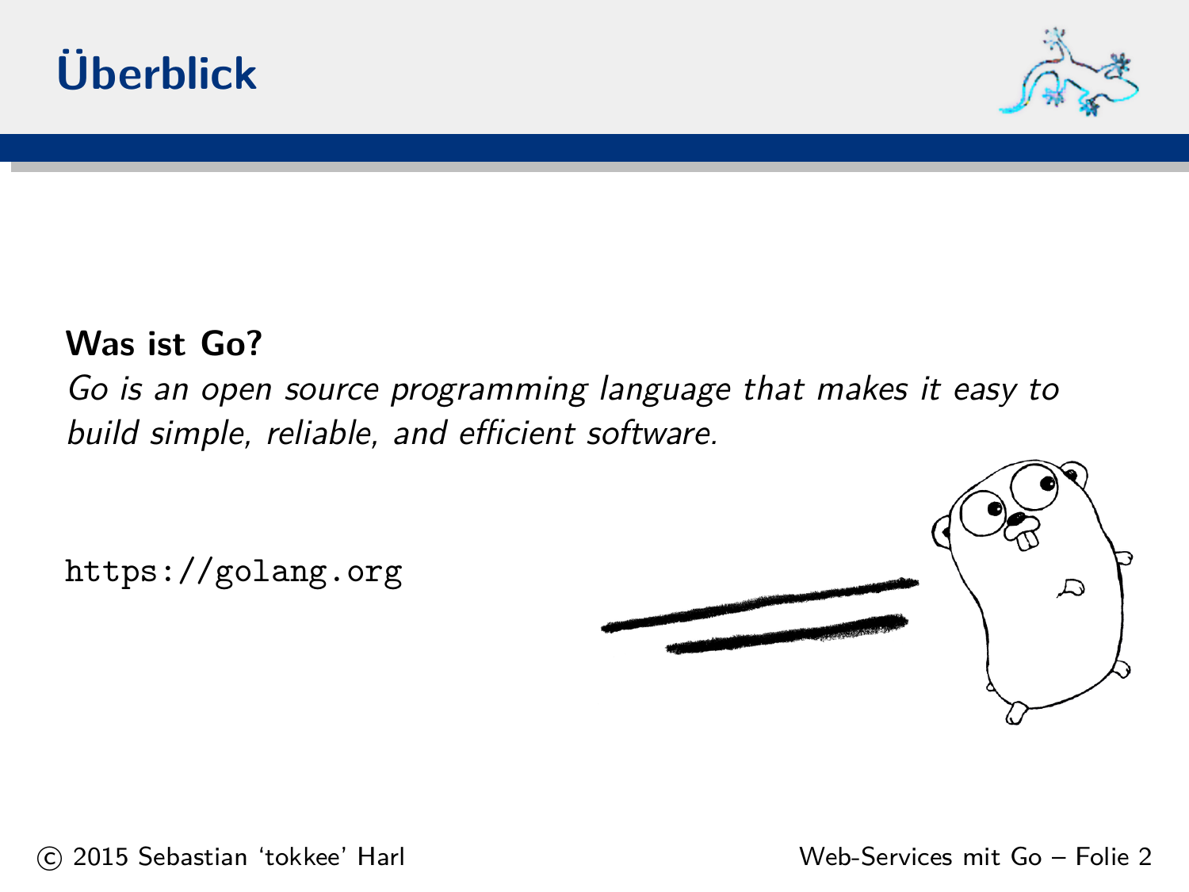# Überblick

**Was ist Go?**

*Go is an open source programming language that makes it easy to build simple, reliable, and efficient software.*

`https://golang.org`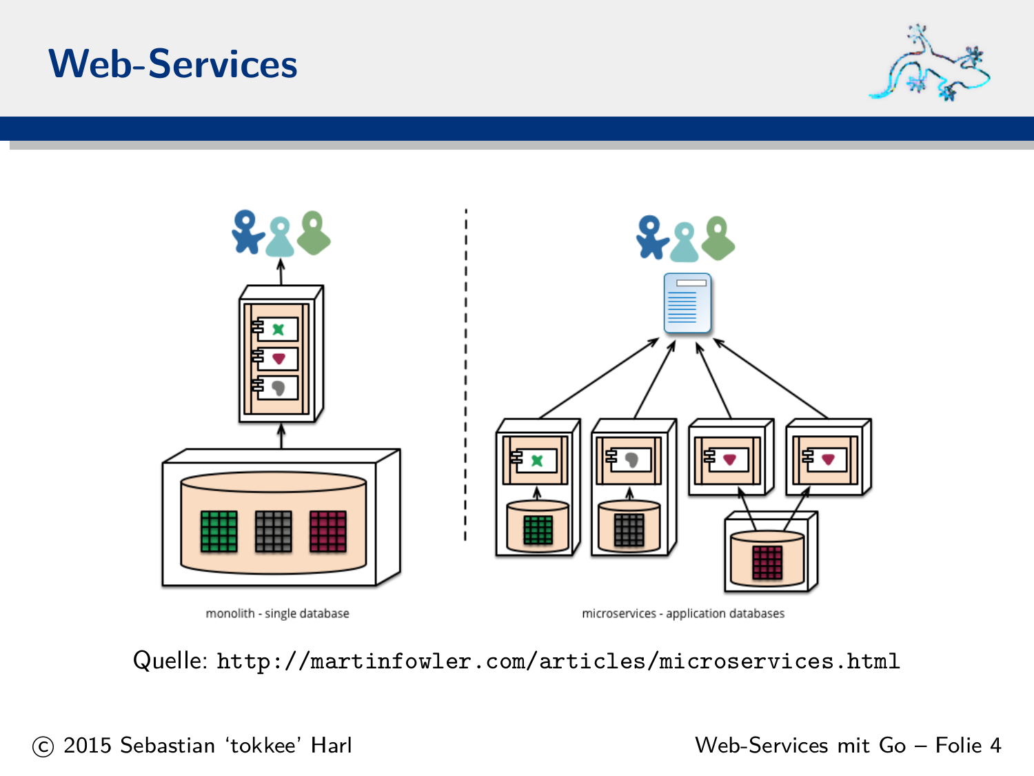# Web-Services

monolith - single database

microservices - application databases

Quelle: `http://martinfowler.com/articles/microservices.html`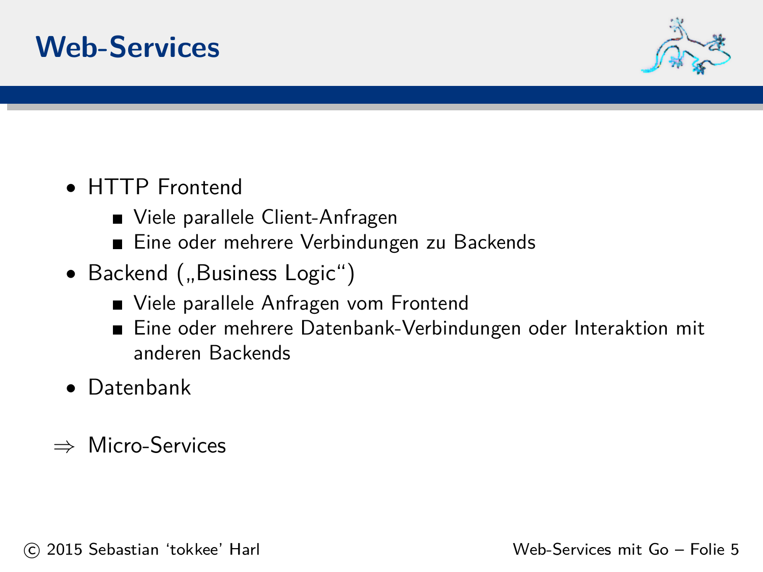# Web-Services

- HTTP Frontend
  - Viele parallele Client-Anfragen
  - Eine oder mehrere Verbindungen zu Backends
- Backend („Business Logic“)
  - Viele parallele Anfragen vom Frontend
  - Eine oder mehrere Datenbank-Verbindungen oder Interaktion mit anderen Backends
- Datenbank

⇒ Micro-Services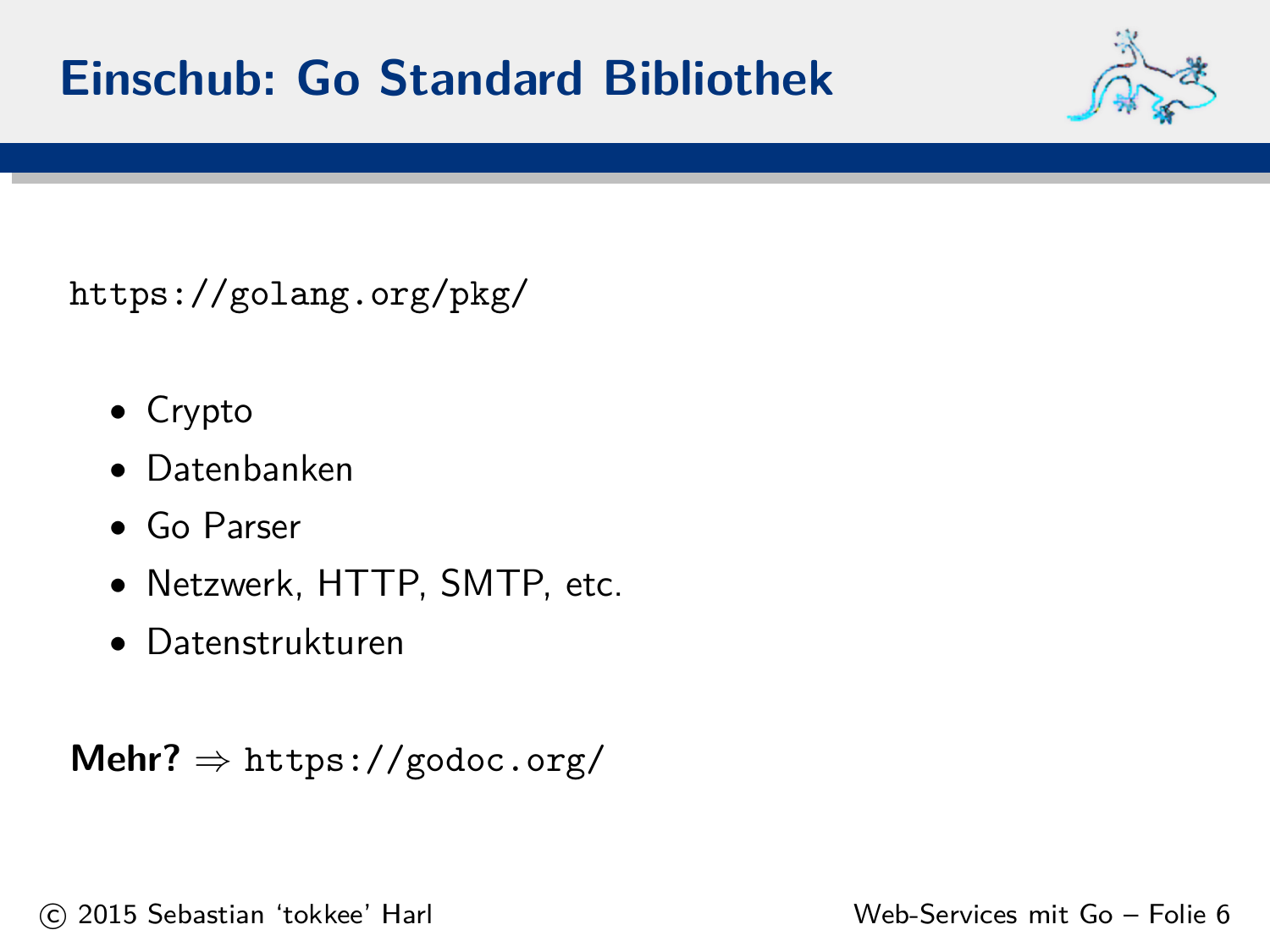# Einschub: Go Standard Bibliothek

`https://golang.org/pkg/`

- Crypto
- Datenbanken
- Go Parser
- Netzwerk, HTTP, SMTP, etc.
- Datenstrukturen

**Mehr?** $\Rightarrow$ `https://godoc.org/`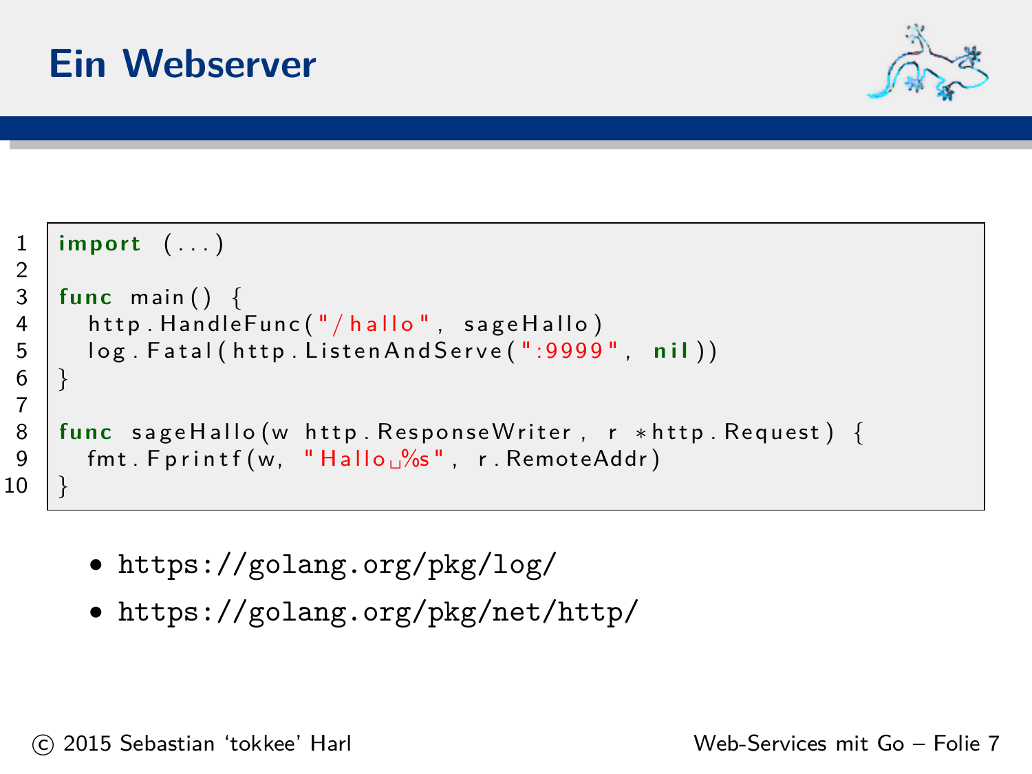# Ein Webserver

```go
import (...)

func main() {
	http.HandleFunc("/hallo", sageHallo)
	log.Fatal(http.ListenAndServe(":9999", nil))
}

func sageHallo(w http.ResponseWriter, r *http.Request) {
	fmt.Fprintf(w, "Hallo %s", r.RemoteAddr)
}
```

- https://golang.org/pkg/log/
- https://golang.org/pkg/net/http/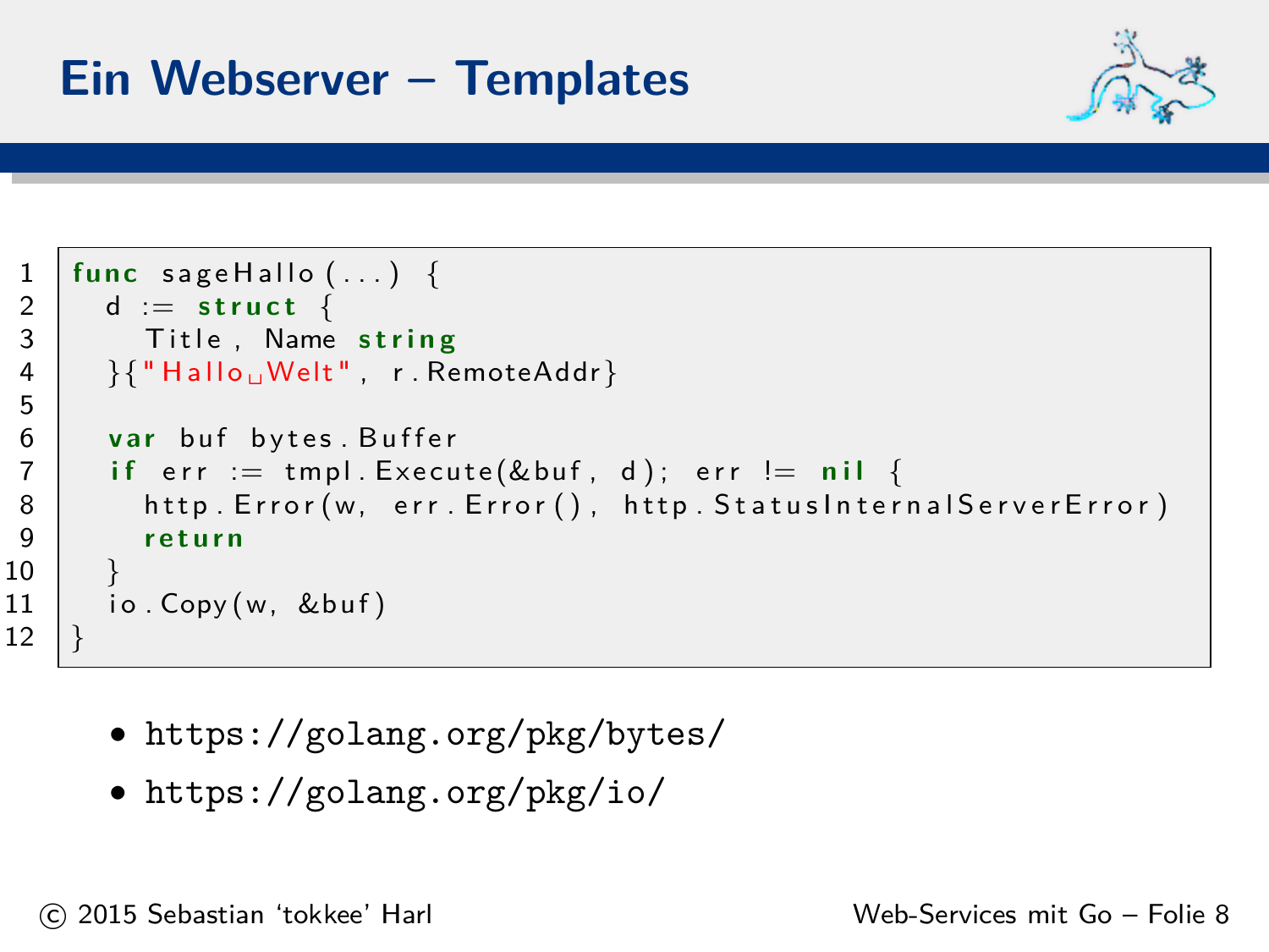# Ein Webserver – Templates

```go
func sageHallo(...) {
  d := struct {
    Title, Name string
  }{"Hallo Welt", r.RemoteAddr}

  var buf bytes.Buffer
  if err := tmpl.Execute(&buf, d); err != nil {
    http.Error(w, err.Error(), http.StatusInternalServerError)
    return
  }
  io.Copy(w, &buf)
}
```

- https://golang.org/pkg/bytes/
- https://golang.org/pkg/io/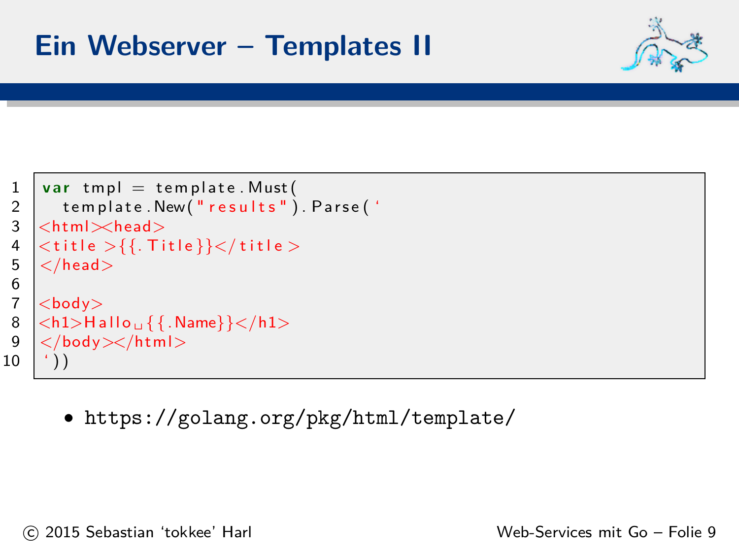# Ein Webserver – Templates II

```go
var tmpl = template.Must(
  template.New("results").Parse(`
<html><head>
<title>{{.Title}}</title>
</head>

<body>
<h1>Hallo {{.Name}}</h1>
</body></html>
`))
```

- https://golang.org/pkg/html/template/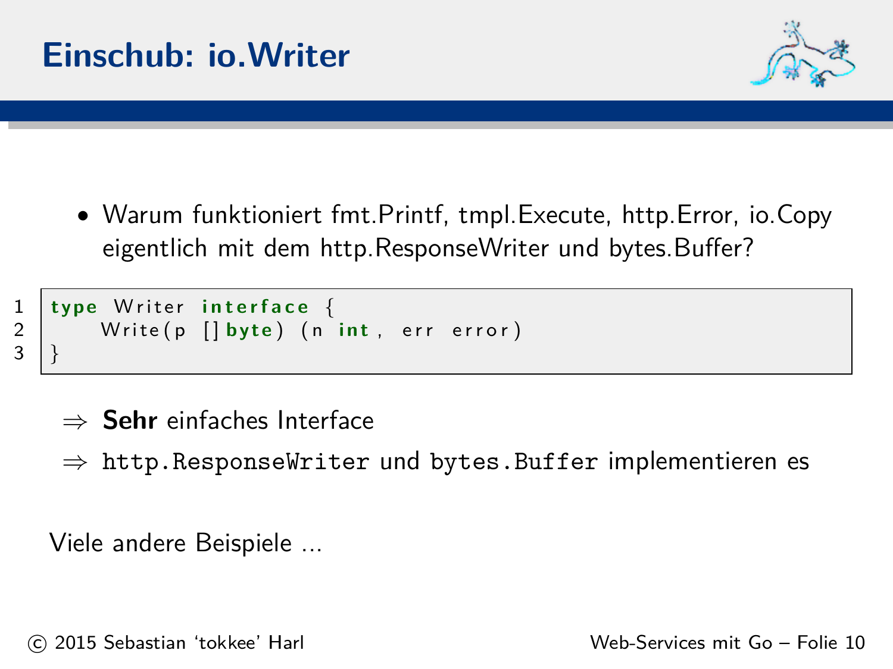# Einschub: io.Writer

- Warum funktioniert fmt.Printf, tmpl.Execute, http.Error, io.Copy eigentlich mit dem http.ResponseWriter und bytes.Buffer?

```go
type Writer interface {
    Write(p []byte) (n int, err error)
}
```

⇒ **Sehr** einfaches Interface

⇒ `http.ResponseWriter` und `bytes.Buffer` implementieren es

Viele andere Beispiele ...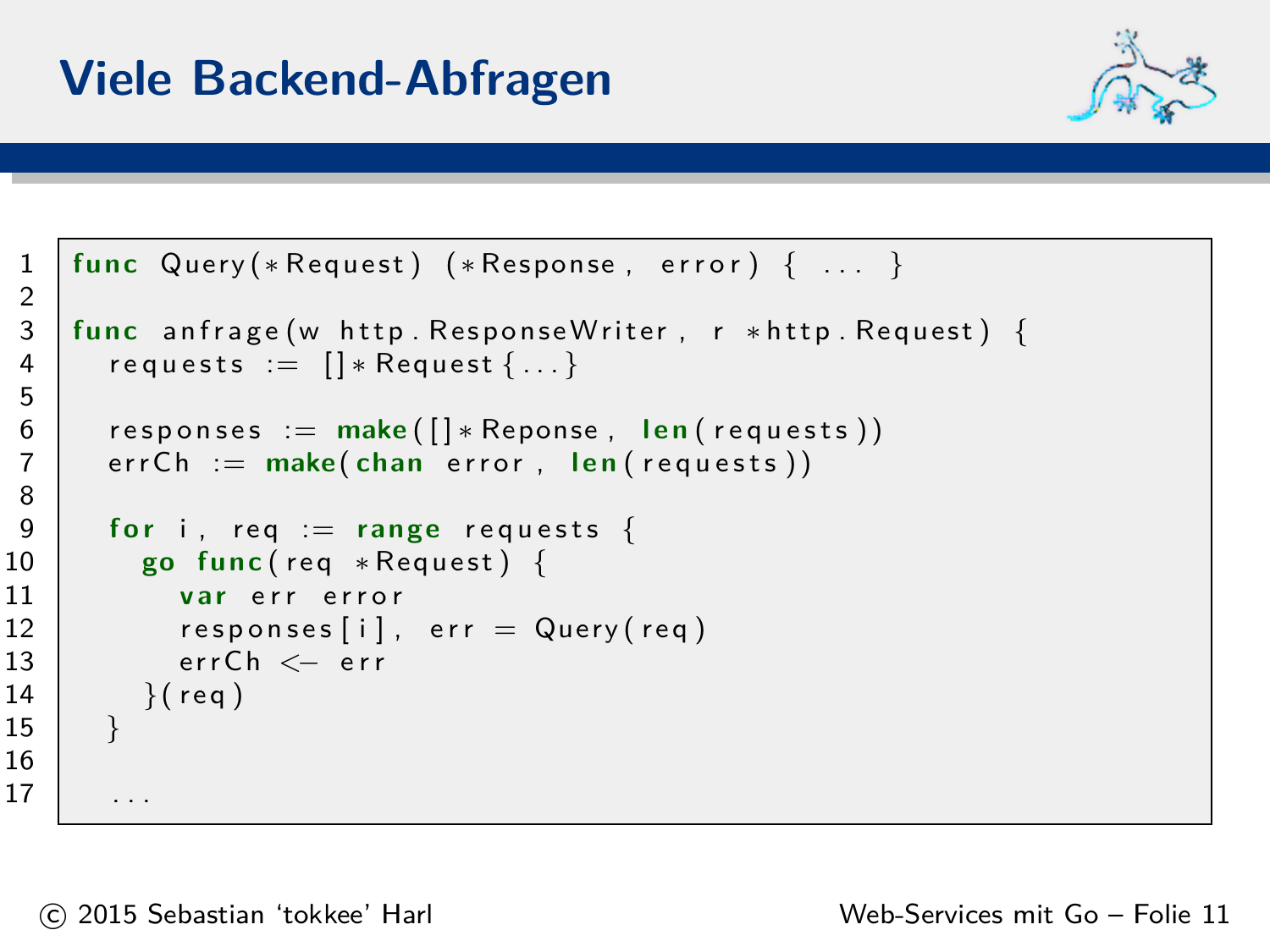# Viele Backend-Abfragen

```go
func Query(*Request) (*Response, error) { ... }

func anfrage(w http.ResponseWriter, r *http.Request) {
  requests := []*Request{...}

  responses := make([]*Reponse, len(requests))
  errCh := make(chan error, len(requests))

  for i, req := range requests {
    go func(req *Request) {
      var err error
      responses[i], err = Query(req)
      errCh <- err
    }(req)
  }

  ...
```

© 2015 Sebastian ‘tokkee’ Harl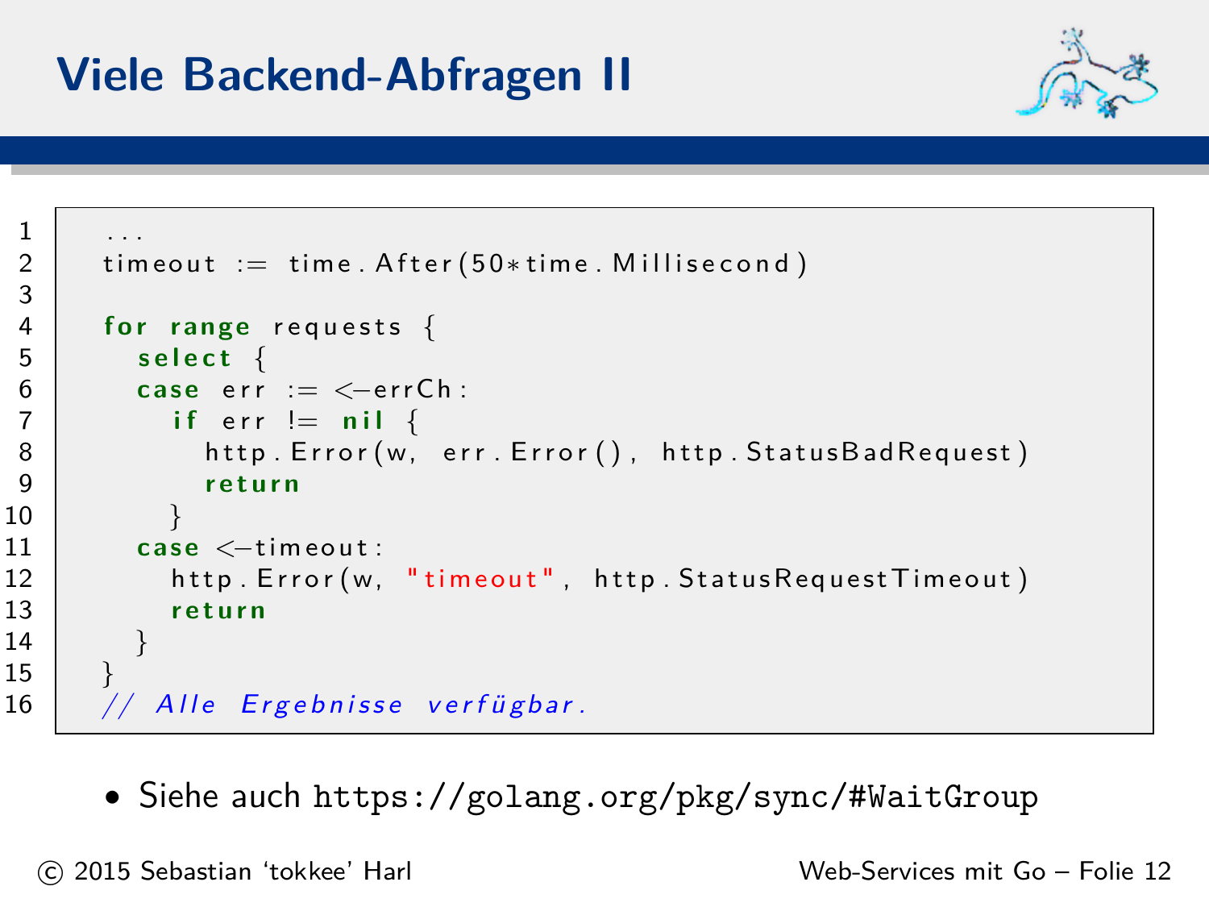# Viele Backend-Abfragen II

```go
...
timeout := time.After(50*time.Millisecond)

for range requests {
  select {
  case err := <-errCh:
    if err != nil {
      http.Error(w, err.Error(), http.StatusBadRequest)
      return
    }
  case <-timeout:
    http.Error(w, "timeout", http.StatusRequestTimeout)
    return
  }
}
// Alle Ergebnisse verfügbar.
```

- Siehe auch `https://golang.org/pkg/sync/#WaitGroup`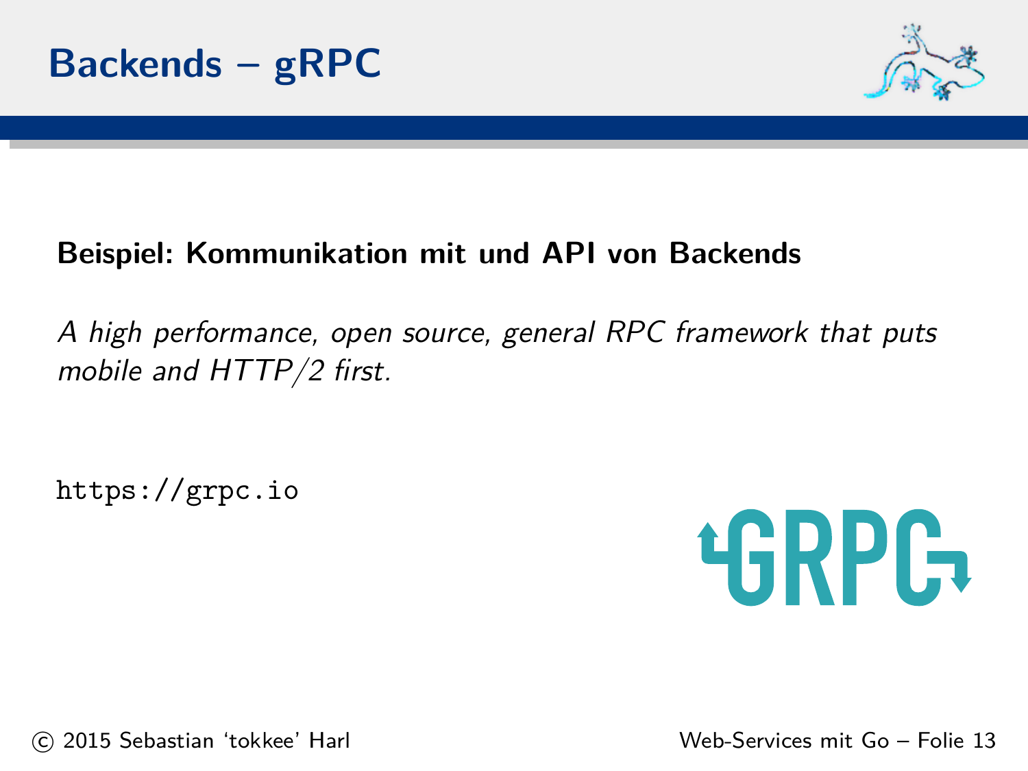# Backends – gRPC

**Beispiel: Kommunikation mit und API von Backends**

*A high performance, open source, general RPC framework that puts mobile and HTTP/2 first.*

`https://grpc.io`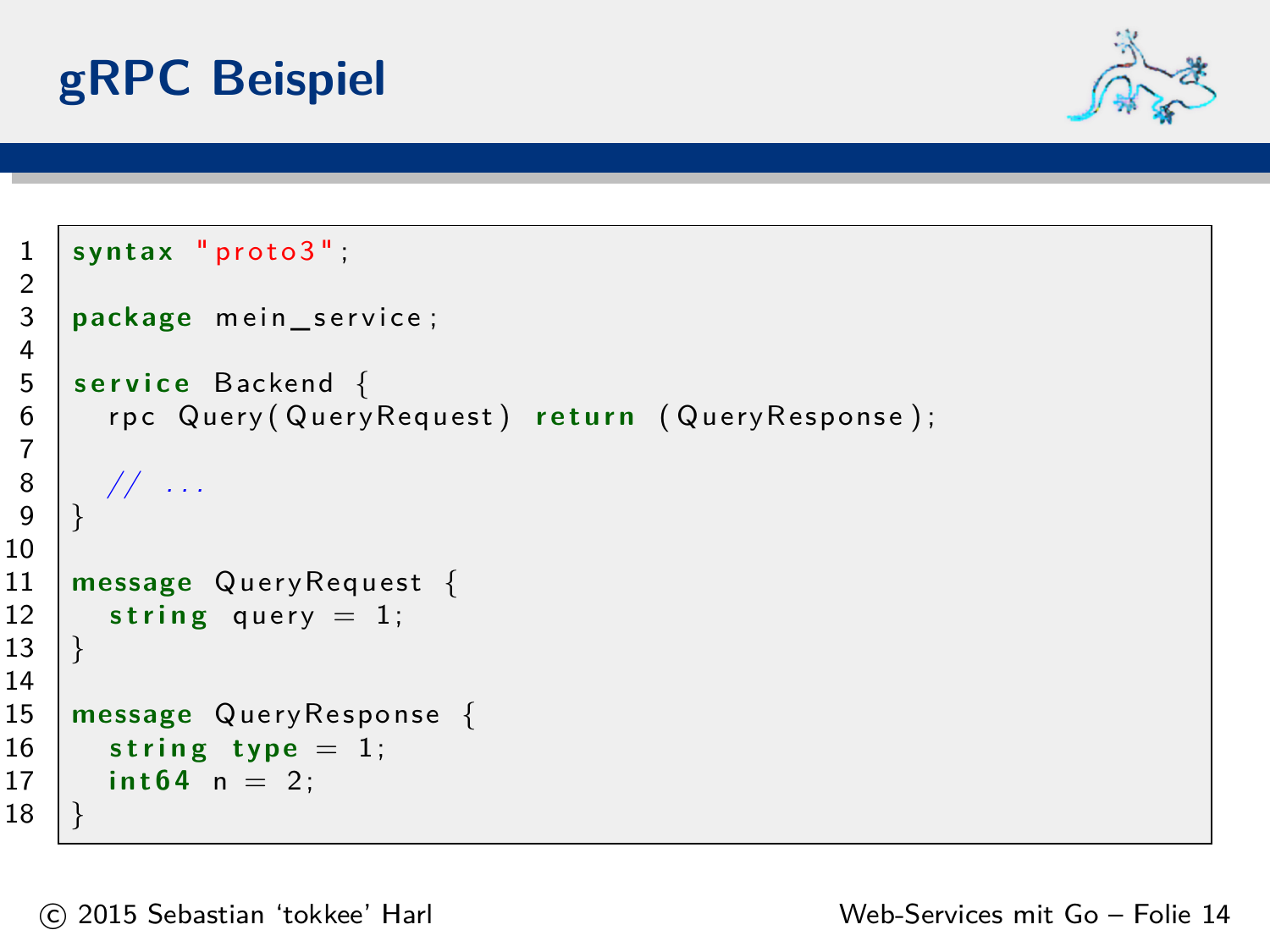# gRPC Beispiel

```
syntax "proto3";

package mein_service;

service Backend {
  rpc Query(QueryRequest) return (QueryResponse);

  // ...
}

message QueryRequest {
  string query = 1;
}

message QueryResponse {
  string type = 1;
  int64 n = 2;
}
```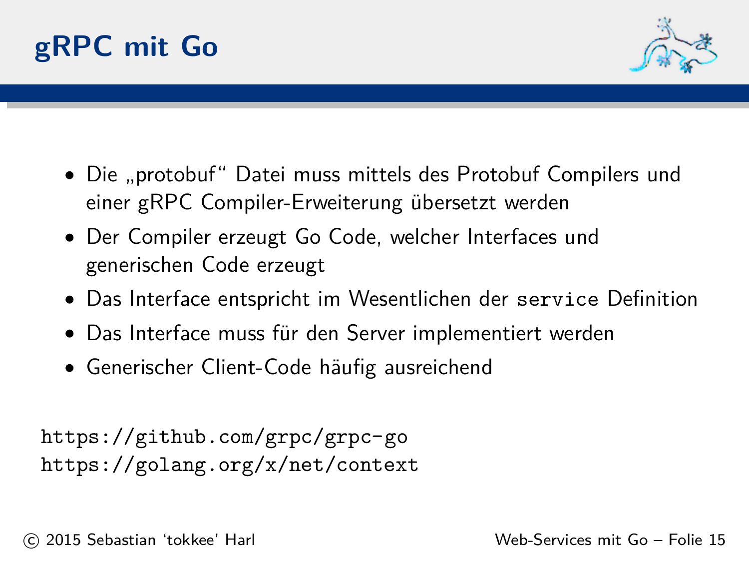# gRPC mit Go

- Die „protobuf“ Datei muss mittels des Protobuf Compilers und einer gRPC Compiler-Erweiterung übersetzt werden
- Der Compiler erzeugt Go Code, welcher Interfaces und generischen Code erzeugt
- Das Interface entspricht im Wesentlichen der `service` Definition
- Das Interface muss für den Server implementiert werden
- Generischer Client-Code häufig ausreichend

```
https://github.com/grpc/grpc-go
https://golang.org/x/net/context
```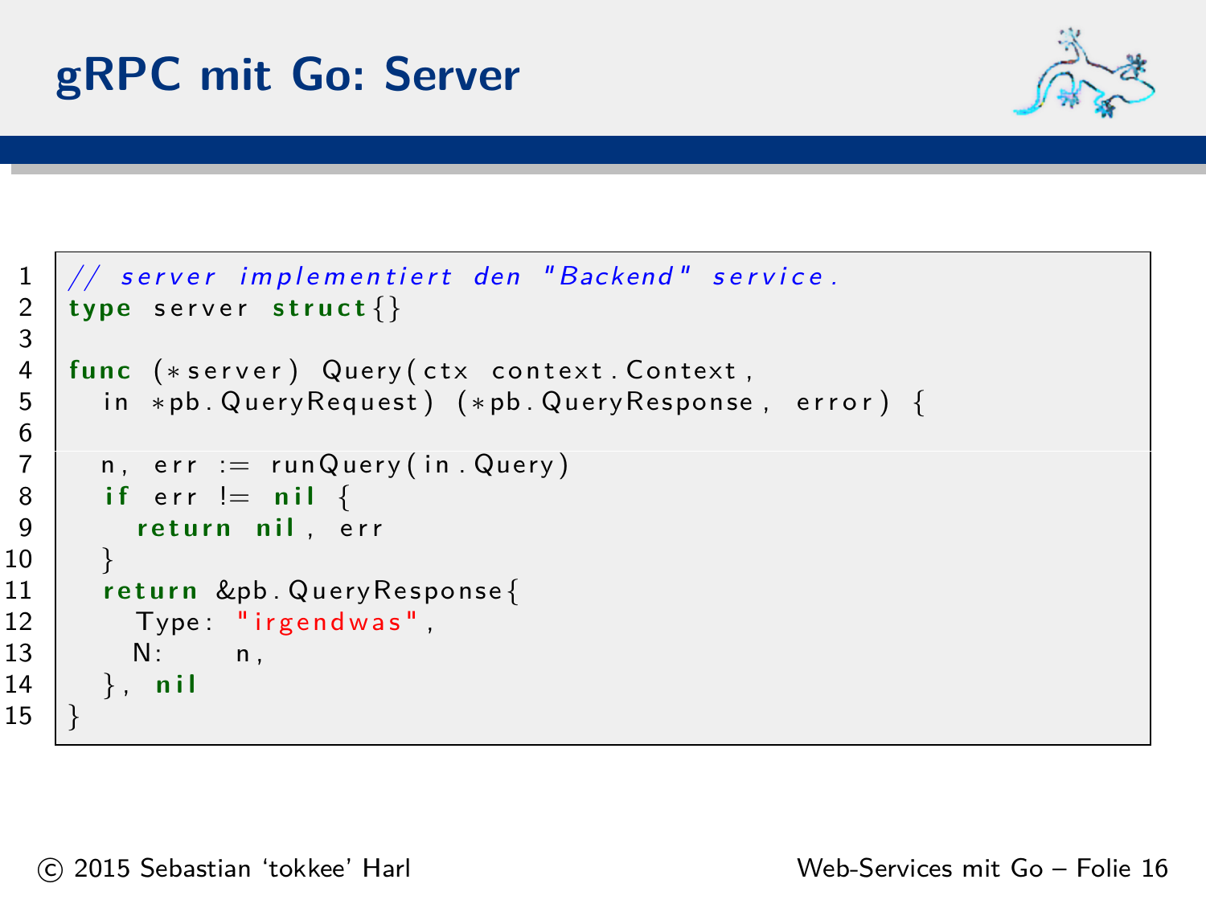# gRPC mit Go: Server

```go
// server implementiert den "Backend" service.
type server struct{}

func (*server) Query(ctx context.Context,
  in *pb.QueryRequest) (*pb.QueryResponse, error) {

  n, err := runQuery(in.Query)
  if err != nil {
    return nil, err
  }
  return &pb.QueryResponse{
    Type: "irgendwas",
    N:    n,
  }, nil
}
```

© 2015 Sebastian 'tokkee' Harl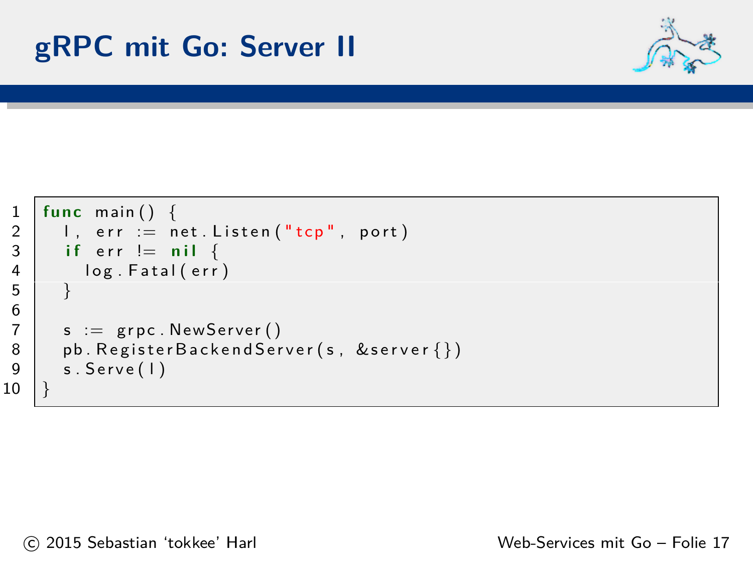# gRPC mit Go: Server II

```go
func main() {
	l, err := net.Listen("tcp", port)
	if err != nil {
		log.Fatal(err)
	}

	s := grpc.NewServer()
	pb.RegisterBackendServer(s, &server{})
	s.Serve(l)
}
```

© 2015 Sebastian 'tokkee' Harl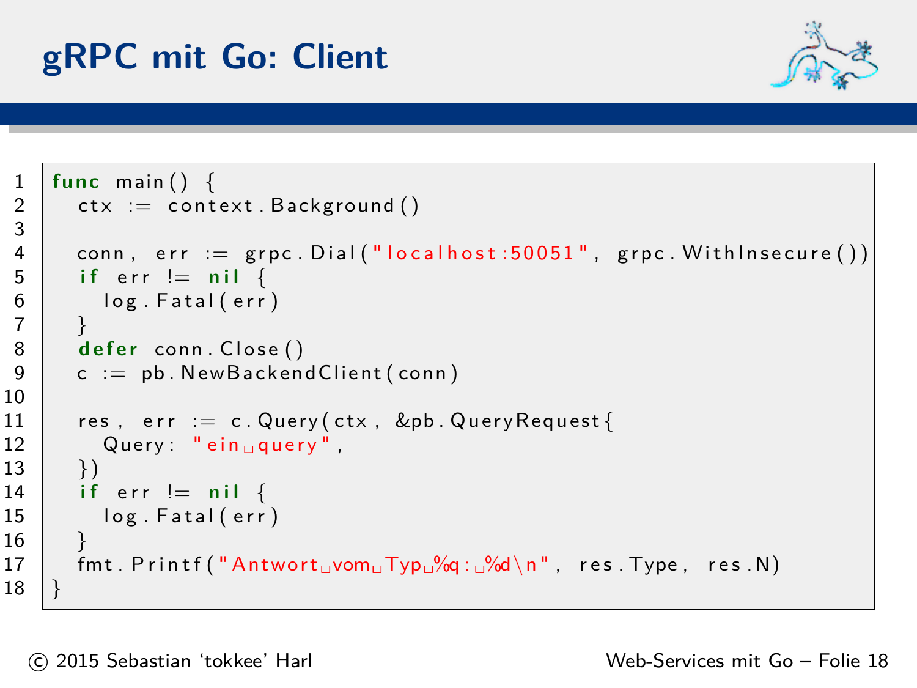# gRPC mit Go: Client

```go
func main() {
  ctx := context.Background()

  conn, err := grpc.Dial("localhost:50051", grpc.WithInsecure())
  if err != nil {
    log.Fatal(err)
  }
  defer conn.Close()
  c := pb.NewBackendClient(conn)

  res, err := c.Query(ctx, &pb.QueryRequest{
    Query: "ein query",
  })
  if err != nil {
    log.Fatal(err)
  }
  fmt.Printf("Antwort vom Typ %q: %d\n", res.Type, res.N)
}
```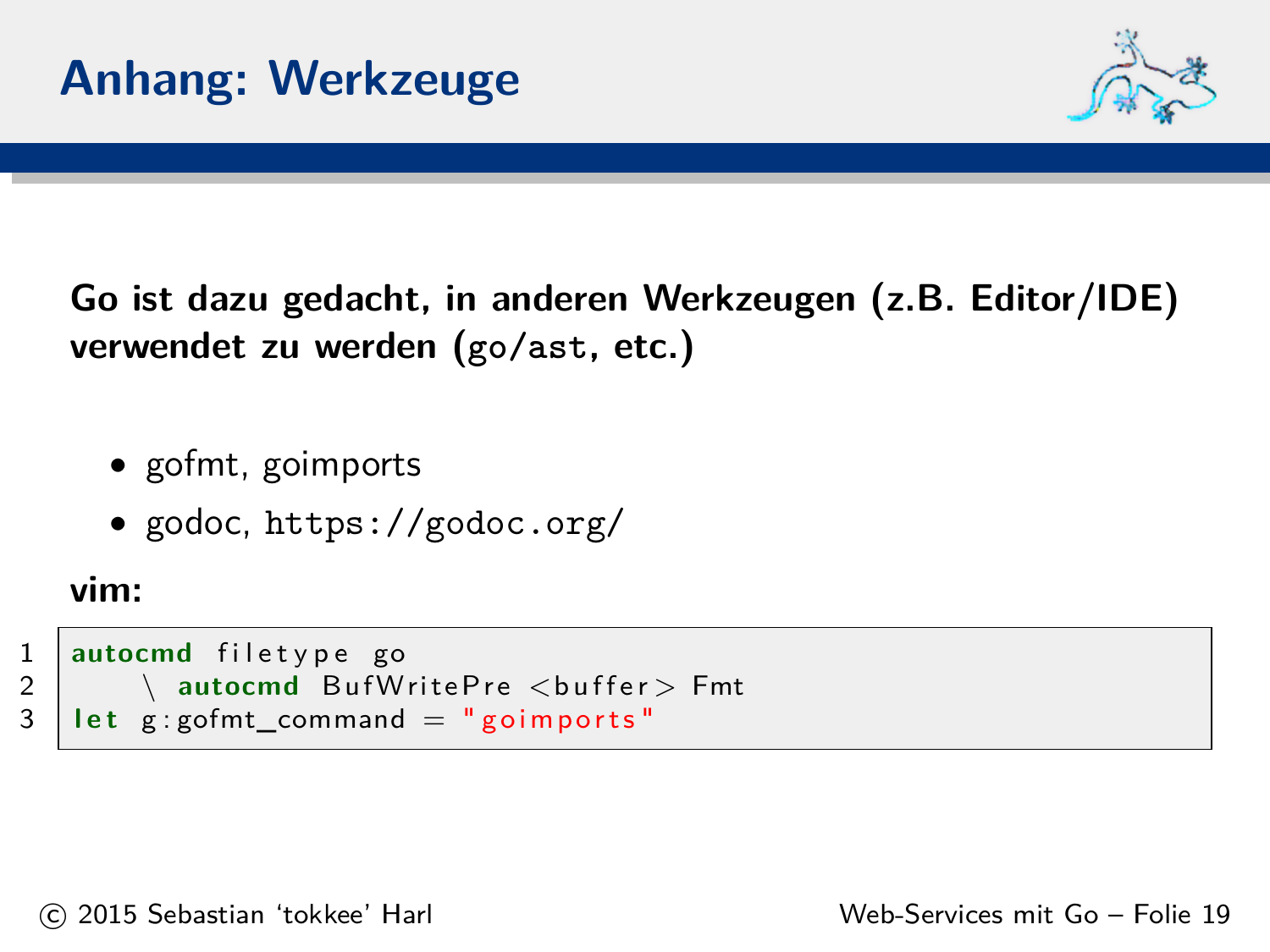# Anhang: Werkzeuge

**Go ist dazu gedacht, in anderen Werkzeugen (z.B. Editor/IDE) verwendet zu werden (`go/ast`, etc.)**

- gofmt, goimports
- godoc, `https://godoc.org/`

**vim:**

```
autocmd filetype go
    \ autocmd BufWritePre <buffer> Fmt
let g:gofmt_command = "goimports"
```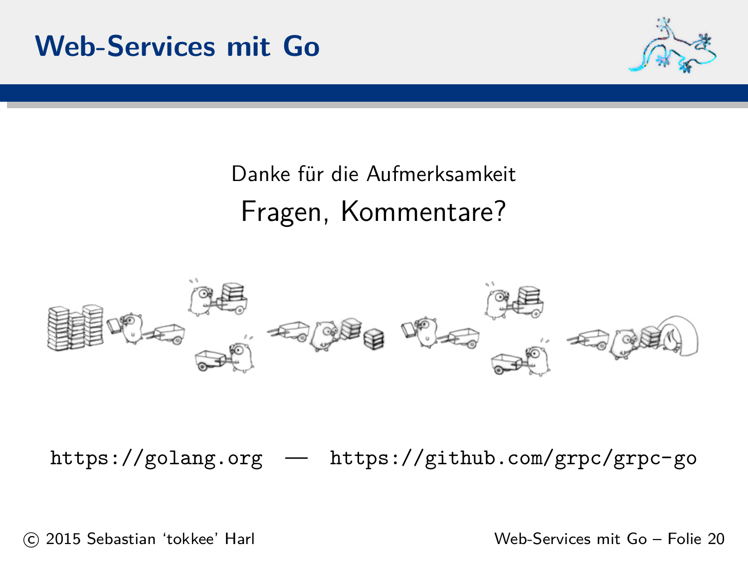## Web-Services mit Go

Danke für die Aufmerksamkeit

Fragen, Kommentare?

https://golang.org — https://github.com/grpc/grpc-go